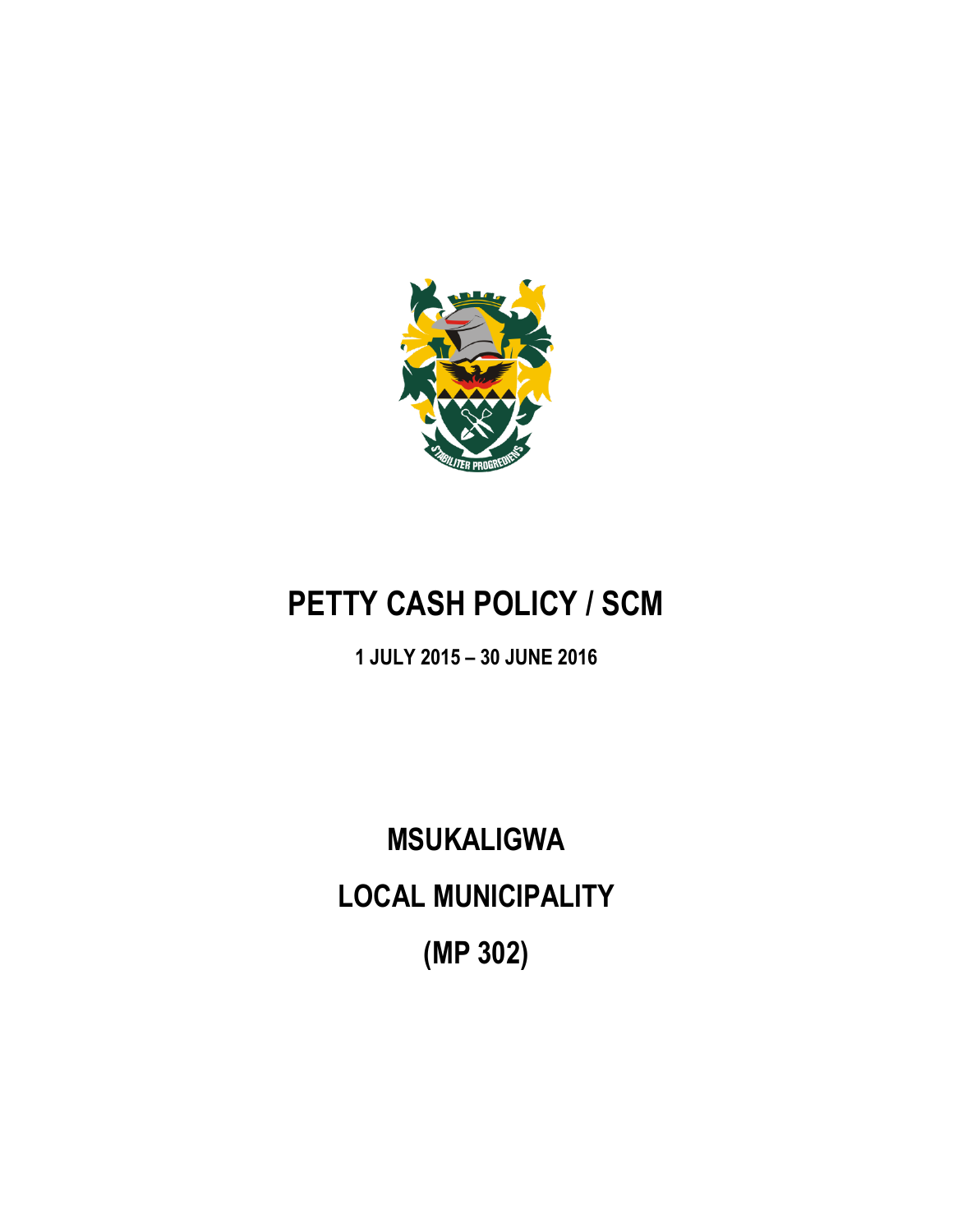# PETTY CASH POLICY / SCM

**1 JULY 2015 – 30 JUNE 2016**

# MSUKALIGWA

# LOCAL MUNICIPALITY

# (MP 302)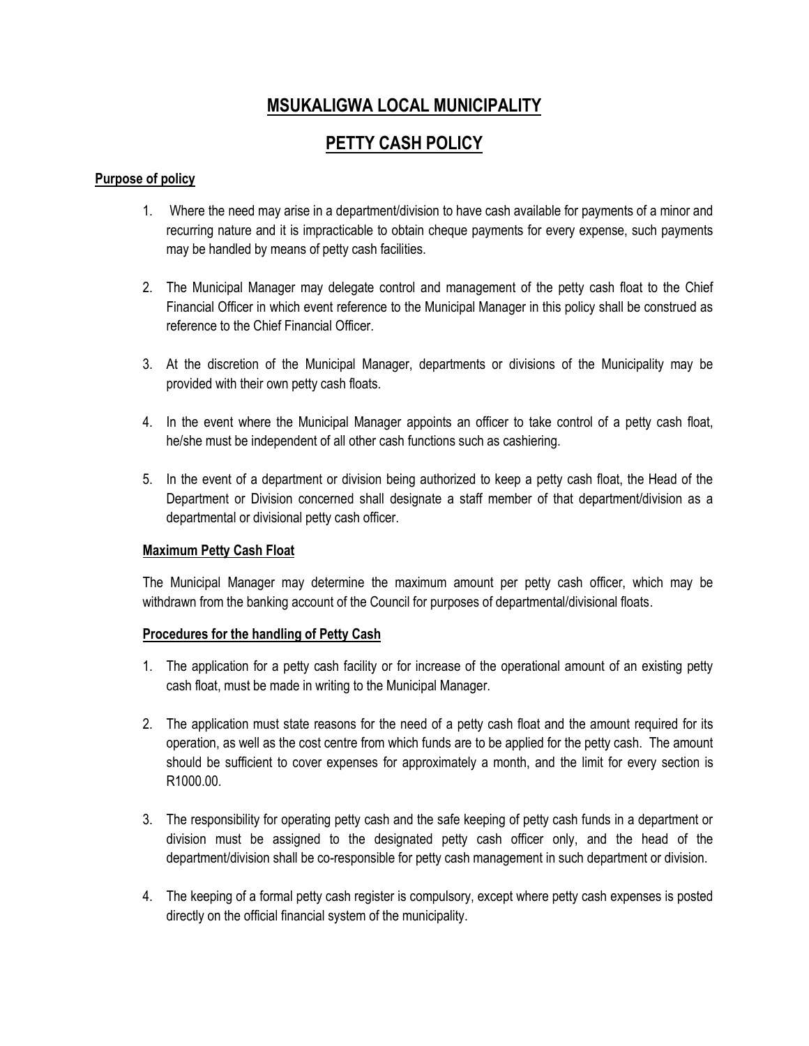# MSUKALIGWA LOCAL MUNICIPALITY

# PETTY CASH POLICY

## Purpose of policy

1. Where the need may arise in a department/division to have cash available for payments of a minor and recurring nature and it is impracticable to obtain cheque payments for every expense, such payments may be handled by means of petty cash facilities.

2. The Municipal Manager may delegate control and management of the petty cash float to the Chief Financial Officer in which event reference to the Municipal Manager in this policy shall be construed as reference to the Chief Financial Officer.

3. At the discretion of the Municipal Manager, departments or divisions of the Municipality may be provided with their own petty cash floats.

4. In the event where the Municipal Manager appoints an officer to take control of a petty cash float, he/she must be independent of all other cash functions such as cashiering.

5. In the event of a department or division being authorized to keep a petty cash float, the Head of the Department or Division concerned shall designate a staff member of that department/division as a departmental or divisional petty cash officer.

### Maximum Petty Cash Float

The Municipal Manager may determine the maximum amount per petty cash officer, which may be withdrawn from the banking account of the Council for purposes of departmental/divisional floats.

### Procedures for the handling of Petty Cash

1. The application for a petty cash facility or for increase of the operational amount of an existing petty cash float, must be made in writing to the Municipal Manager.

2. The application must state reasons for the need of a petty cash float and the amount required for its operation, as well as the cost centre from which funds are to be applied for the petty cash. The amount should be sufficient to cover expenses for approximately a month, and the limit for every section is R1000.00.

3. The responsibility for operating petty cash and the safe keeping of petty cash funds in a department or division must be assigned to the designated petty cash officer only, and the head of the department/division shall be co-responsible for petty cash management in such department or division.

4. The keeping of a formal petty cash register is compulsory, except where petty cash expenses is posted directly on the official financial system of the municipality.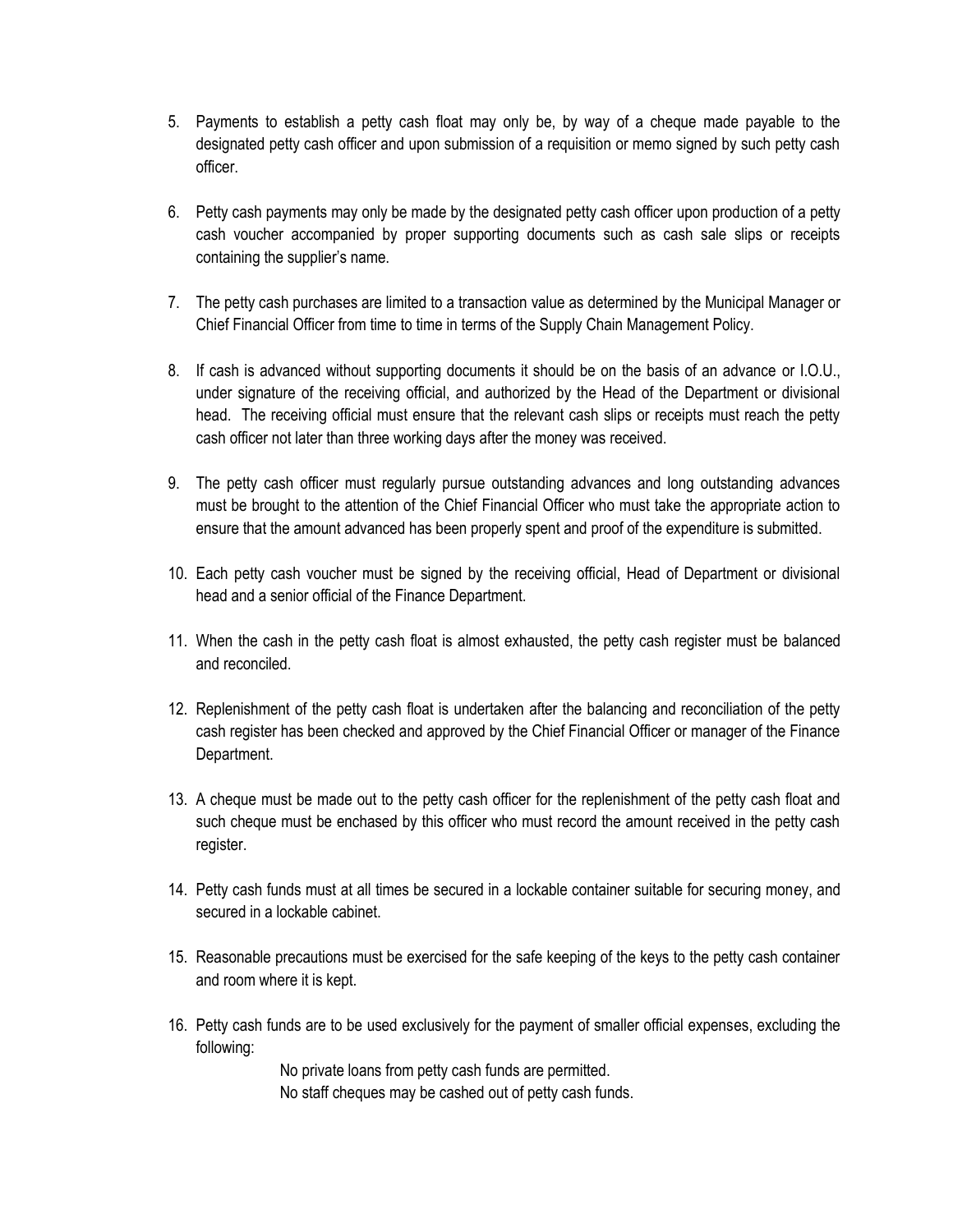5. Payments to establish a petty cash float may only be, by way of a cheque made payable to the designated petty cash officer and upon submission of a requisition or memo signed by such petty cash officer.

6. Petty cash payments may only be made by the designated petty cash officer upon production of a petty cash voucher accompanied by proper supporting documents such as cash sale slips or receipts containing the supplier's name.

7. The petty cash purchases are limited to a transaction value as determined by the Municipal Manager or Chief Financial Officer from time to time in terms of the Supply Chain Management Policy.

8. If cash is advanced without supporting documents it should be on the basis of an advance or I.O.U., under signature of the receiving official, and authorized by the Head of the Department or divisional head. The receiving official must ensure that the relevant cash slips or receipts must reach the petty cash officer not later than three working days after the money was received.

9. The petty cash officer must regularly pursue outstanding advances and long outstanding advances must be brought to the attention of the Chief Financial Officer who must take the appropriate action to ensure that the amount advanced has been properly spent and proof of the expenditure is submitted.

10. Each petty cash voucher must be signed by the receiving official, Head of Department or divisional head and a senior official of the Finance Department.

11. When the cash in the petty cash float is almost exhausted, the petty cash register must be balanced and reconciled.

12. Replenishment of the petty cash float is undertaken after the balancing and reconciliation of the petty cash register has been checked and approved by the Chief Financial Officer or manager of the Finance Department.

13. A cheque must be made out to the petty cash officer for the replenishment of the petty cash float and such cheque must be enchased by this officer who must record the amount received in the petty cash register.

14. Petty cash funds must at all times be secured in a lockable container suitable for securing money, and secured in a lockable cabinet.

15. Reasonable precautions must be exercised for the safe keeping of the keys to the petty cash container and room where it is kept.

16. Petty cash funds are to be used exclusively for the payment of smaller official expenses, excluding the following:

    No private loans from petty cash funds are permitted.
    No staff cheques may be cashed out of petty cash funds.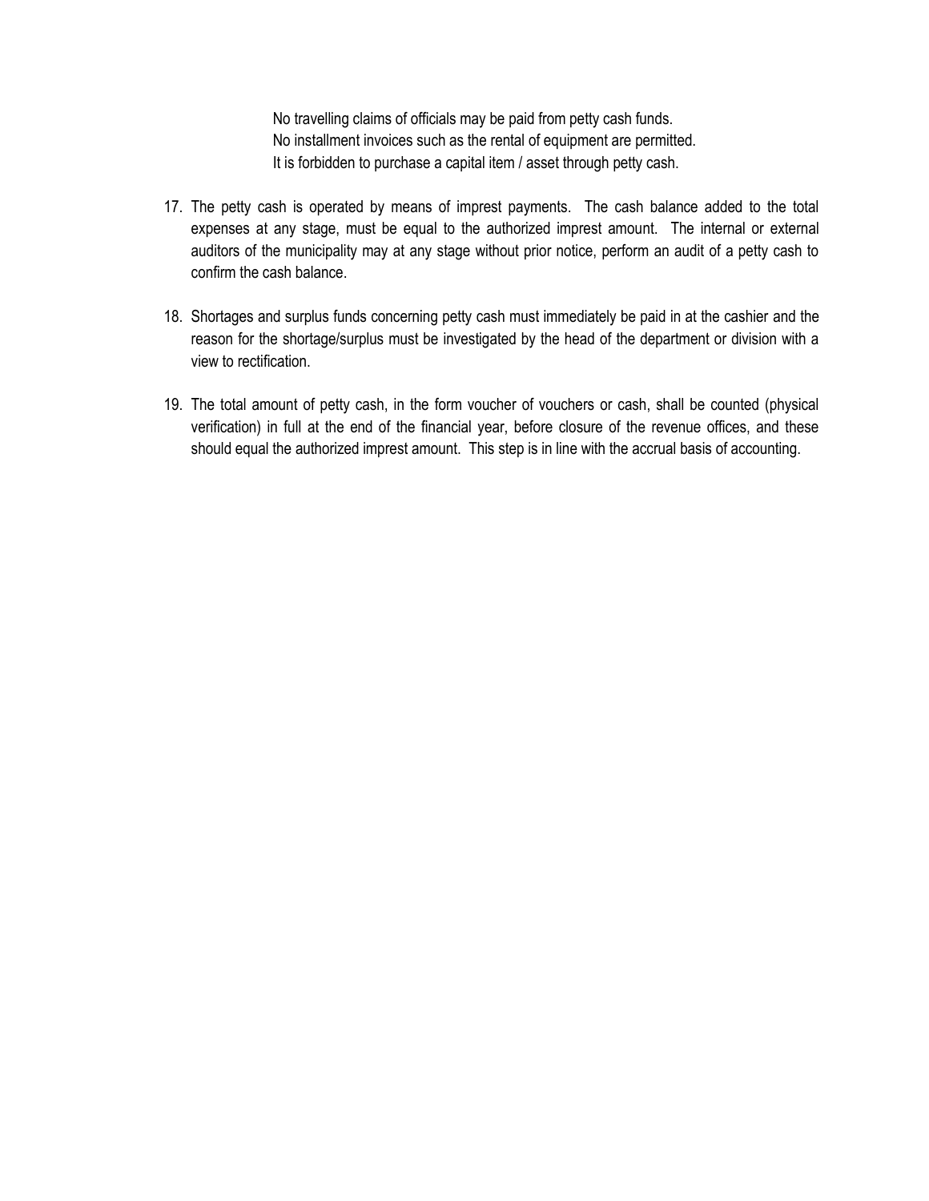No travelling claims of officials may be paid from petty cash funds.
No installment invoices such as the rental of equipment are permitted.
It is forbidden to purchase a capital item / asset through petty cash.

17. The petty cash is operated by means of imprest payments. The cash balance added to the total expenses at any stage, must be equal to the authorized imprest amount. The internal or external auditors of the municipality may at any stage without prior notice, perform an audit of a petty cash to confirm the cash balance.

18. Shortages and surplus funds concerning petty cash must immediately be paid in at the cashier and the reason for the shortage/surplus must be investigated by the head of the department or division with a view to rectification.

19. The total amount of petty cash, in the form voucher of vouchers or cash, shall be counted (physical verification) in full at the end of the financial year, before closure of the revenue offices, and these should equal the authorized imprest amount. This step is in line with the accrual basis of accounting.